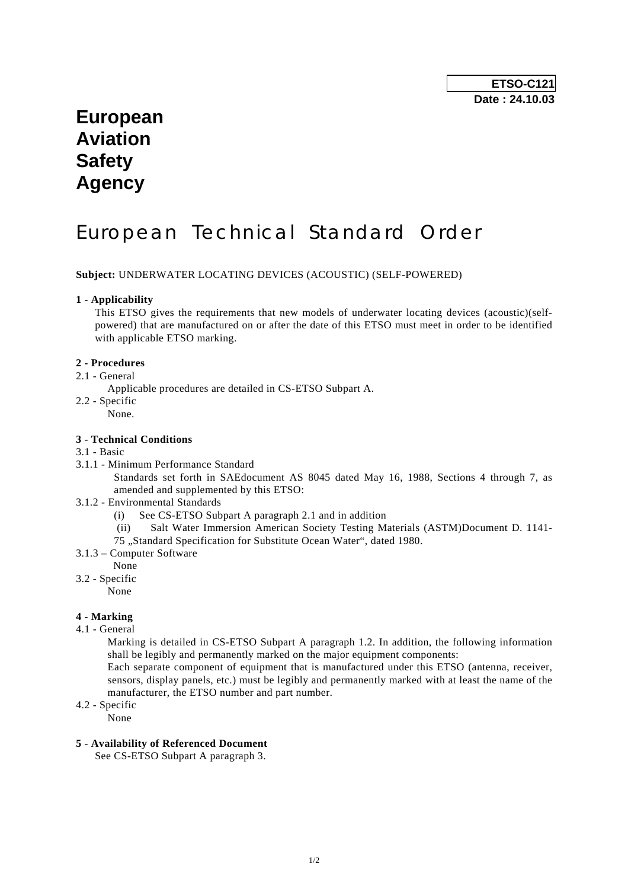**ETSO-C121**
**Date : 24.10.03**

# European Aviation Safety Agency

# European Technical Standard Order

**Subject:** UNDERWATER LOCATING DEVICES (ACOUSTIC) (SELF-POWERED)

**1 - Applicability**

This ETSO gives the requirements that new models of underwater locating devices (acoustic)(self-powered) that are manufactured on or after the date of this ETSO must meet in order to be identified with applicable ETSO marking.

**2 - Procedures**

2.1 - General

Applicable procedures are detailed in CS-ETSO Subpart A.

2.2 - Specific

None.

**3 - Technical Conditions**

3.1 - Basic

3.1.1 - Minimum Performance Standard

Standards set forth in SAEdocument AS 8045 dated May 16, 1988, Sections 4 through 7, as amended and supplemented by this ETSO:

3.1.2 - Environmental Standards

(i) See CS-ETSO Subpart A paragraph 2.1 and in addition

(ii) Salt Water Immersion American Society Testing Materials (ASTM)Document D. 1141-75 „Standard Specification for Substitute Ocean Water“, dated 1980.

3.1.3 – Computer Software

None

3.2 - Specific

None

**4 - Marking**

4.1 - General

Marking is detailed in CS-ETSO Subpart A paragraph 1.2. In addition, the following information shall be legibly and permanently marked on the major equipment components:

Each separate component of equipment that is manufactured under this ETSO (antenna, receiver, sensors, display panels, etc.) must be legibly and permanently marked with at least the name of the manufacturer, the ETSO number and part number.

4.2 - Specific

None

**5 - Availability of Referenced Document**

See CS-ETSO Subpart A paragraph 3.